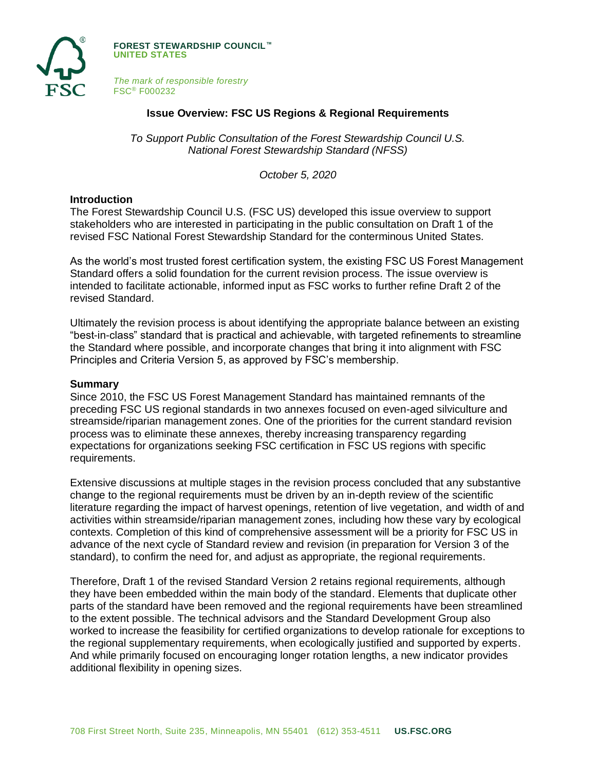**FOREST STEWARDSHIP COUNCIL™**
**UNITED STATES**

*The mark of responsible forestry*
FSC® F000232

# Issue Overview: FSC US Regions & Regional Requirements

*To Support Public Consultation of the Forest Stewardship Council U.S. National Forest Stewardship Standard (NFSS)*

*October 5, 2020*

## Introduction

The Forest Stewardship Council U.S. (FSC US) developed this issue overview to support stakeholders who are interested in participating in the public consultation on Draft 1 of the revised FSC National Forest Stewardship Standard for the conterminous United States.

As the world's most trusted forest certification system, the existing FSC US Forest Management Standard offers a solid foundation for the current revision process. The issue overview is intended to facilitate actionable, informed input as FSC works to further refine Draft 2 of the revised Standard.

Ultimately the revision process is about identifying the appropriate balance between an existing "best-in-class" standard that is practical and achievable, with targeted refinements to streamline the Standard where possible, and incorporate changes that bring it into alignment with FSC Principles and Criteria Version 5, as approved by FSC's membership.

## Summary

Since 2010, the FSC US Forest Management Standard has maintained remnants of the preceding FSC US regional standards in two annexes focused on even-aged silviculture and streamside/riparian management zones. One of the priorities for the current standard revision process was to eliminate these annexes, thereby increasing transparency regarding expectations for organizations seeking FSC certification in FSC US regions with specific requirements.

Extensive discussions at multiple stages in the revision process concluded that any substantive change to the regional requirements must be driven by an in-depth review of the scientific literature regarding the impact of harvest openings, retention of live vegetation, and width of and activities within streamside/riparian management zones, including how these vary by ecological contexts. Completion of this kind of comprehensive assessment will be a priority for FSC US in advance of the next cycle of Standard review and revision (in preparation for Version 3 of the standard), to confirm the need for, and adjust as appropriate, the regional requirements.

Therefore, Draft 1 of the revised Standard Version 2 retains regional requirements, although they have been embedded within the main body of the standard. Elements that duplicate other parts of the standard have been removed and the regional requirements have been streamlined to the extent possible. The technical advisors and the Standard Development Group also worked to increase the feasibility for certified organizations to develop rationale for exceptions to the regional supplementary requirements, when ecologically justified and supported by experts. And while primarily focused on encouraging longer rotation lengths, a new indicator provides additional flexibility in opening sizes.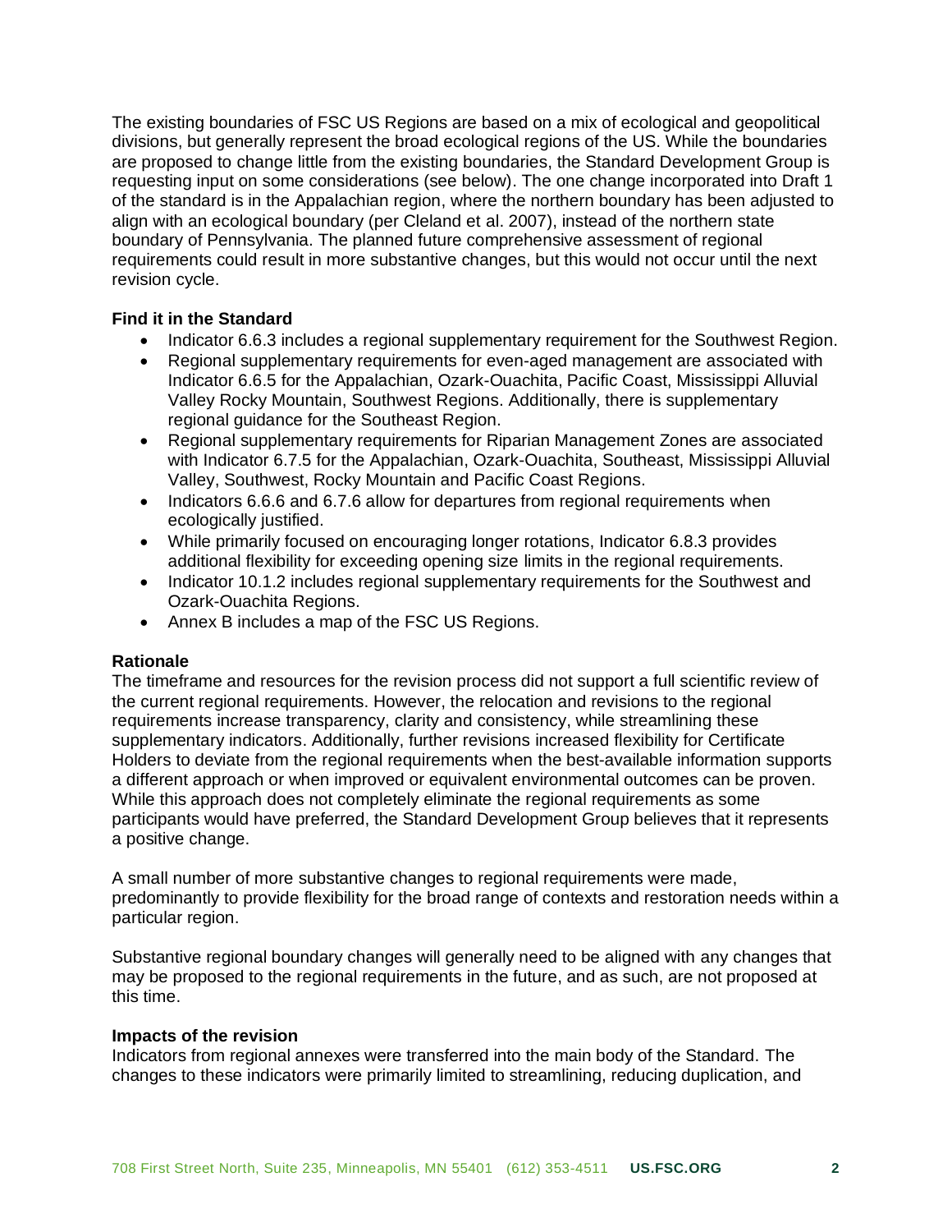The existing boundaries of FSC US Regions are based on a mix of ecological and geopolitical divisions, but generally represent the broad ecological regions of the US. While the boundaries are proposed to change little from the existing boundaries, the Standard Development Group is requesting input on some considerations (see below). The one change incorporated into Draft 1 of the standard is in the Appalachian region, where the northern boundary has been adjusted to align with an ecological boundary (per Cleland et al. 2007), instead of the northern state boundary of Pennsylvania. The planned future comprehensive assessment of regional requirements could result in more substantive changes, but this would not occur until the next revision cycle.

**Find it in the Standard**

- Indicator 6.6.3 includes a regional supplementary requirement for the Southwest Region.
- Regional supplementary requirements for even-aged management are associated with Indicator 6.6.5 for the Appalachian, Ozark-Ouachita, Pacific Coast, Mississippi Alluvial Valley Rocky Mountain, Southwest Regions. Additionally, there is supplementary regional guidance for the Southeast Region.
- Regional supplementary requirements for Riparian Management Zones are associated with Indicator 6.7.5 for the Appalachian, Ozark-Ouachita, Southeast, Mississippi Alluvial Valley, Southwest, Rocky Mountain and Pacific Coast Regions.
- Indicators 6.6.6 and 6.7.6 allow for departures from regional requirements when ecologically justified.
- While primarily focused on encouraging longer rotations, Indicator 6.8.3 provides additional flexibility for exceeding opening size limits in the regional requirements.
- Indicator 10.1.2 includes regional supplementary requirements for the Southwest and Ozark-Ouachita Regions.
- Annex B includes a map of the FSC US Regions.

**Rationale**

The timeframe and resources for the revision process did not support a full scientific review of the current regional requirements. However, the relocation and revisions to the regional requirements increase transparency, clarity and consistency, while streamlining these supplementary indicators. Additionally, further revisions increased flexibility for Certificate Holders to deviate from the regional requirements when the best-available information supports a different approach or when improved or equivalent environmental outcomes can be proven. While this approach does not completely eliminate the regional requirements as some participants would have preferred, the Standard Development Group believes that it represents a positive change.

A small number of more substantive changes to regional requirements were made, predominantly to provide flexibility for the broad range of contexts and restoration needs within a particular region.

Substantive regional boundary changes will generally need to be aligned with any changes that may be proposed to the regional requirements in the future, and as such, are not proposed at this time.

**Impacts of the revision**

Indicators from regional annexes were transferred into the main body of the Standard. The changes to these indicators were primarily limited to streamlining, reducing duplication, and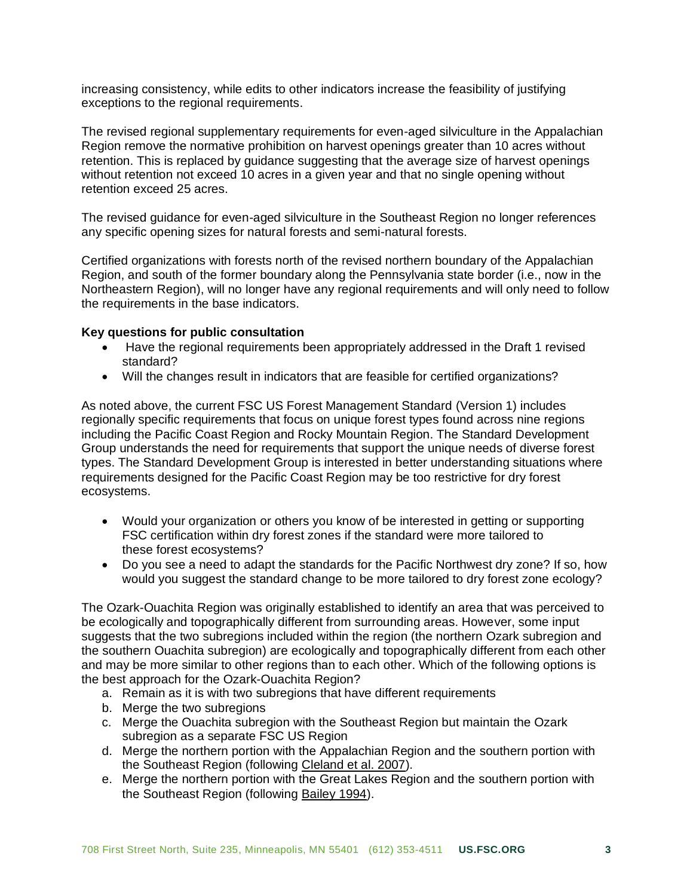increasing consistency, while edits to other indicators increase the feasibility of justifying exceptions to the regional requirements.

The revised regional supplementary requirements for even-aged silviculture in the Appalachian Region remove the normative prohibition on harvest openings greater than 10 acres without retention. This is replaced by guidance suggesting that the average size of harvest openings without retention not exceed 10 acres in a given year and that no single opening without retention exceed 25 acres.

The revised guidance for even-aged silviculture in the Southeast Region no longer references any specific opening sizes for natural forests and semi-natural forests.

Certified organizations with forests north of the revised northern boundary of the Appalachian Region, and south of the former boundary along the Pennsylvania state border (i.e., now in the Northeastern Region), will no longer have any regional requirements and will only need to follow the requirements in the base indicators.

**Key questions for public consultation**

- Have the regional requirements been appropriately addressed in the Draft 1 revised standard?
- Will the changes result in indicators that are feasible for certified organizations?

As noted above, the current FSC US Forest Management Standard (Version 1) includes regionally specific requirements that focus on unique forest types found across nine regions including the Pacific Coast Region and Rocky Mountain Region. The Standard Development Group understands the need for requirements that support the unique needs of diverse forest types. The Standard Development Group is interested in better understanding situations where requirements designed for the Pacific Coast Region may be too restrictive for dry forest ecosystems.

- Would your organization or others you know of be interested in getting or supporting FSC certification within dry forest zones if the standard were more tailored to these forest ecosystems?
- Do you see a need to adapt the standards for the Pacific Northwest dry zone? If so, how would you suggest the standard change to be more tailored to dry forest zone ecology?

The Ozark-Ouachita Region was originally established to identify an area that was perceived to be ecologically and topographically different from surrounding areas. However, some input suggests that the two subregions included within the region (the northern Ozark subregion and the southern Ouachita subregion) are ecologically and topographically different from each other and may be more similar to other regions than to each other. Which of the following options is the best approach for the Ozark-Ouachita Region?

a. Remain as it is with two subregions that have different requirements
b. Merge the two subregions
c. Merge the Ouachita subregion with the Southeast Region but maintain the Ozark subregion as a separate FSC US Region
d. Merge the northern portion with the Appalachian Region and the southern portion with the Southeast Region (following Cleland et al. 2007).
e. Merge the northern portion with the Great Lakes Region and the southern portion with the Southeast Region (following Bailey 1994).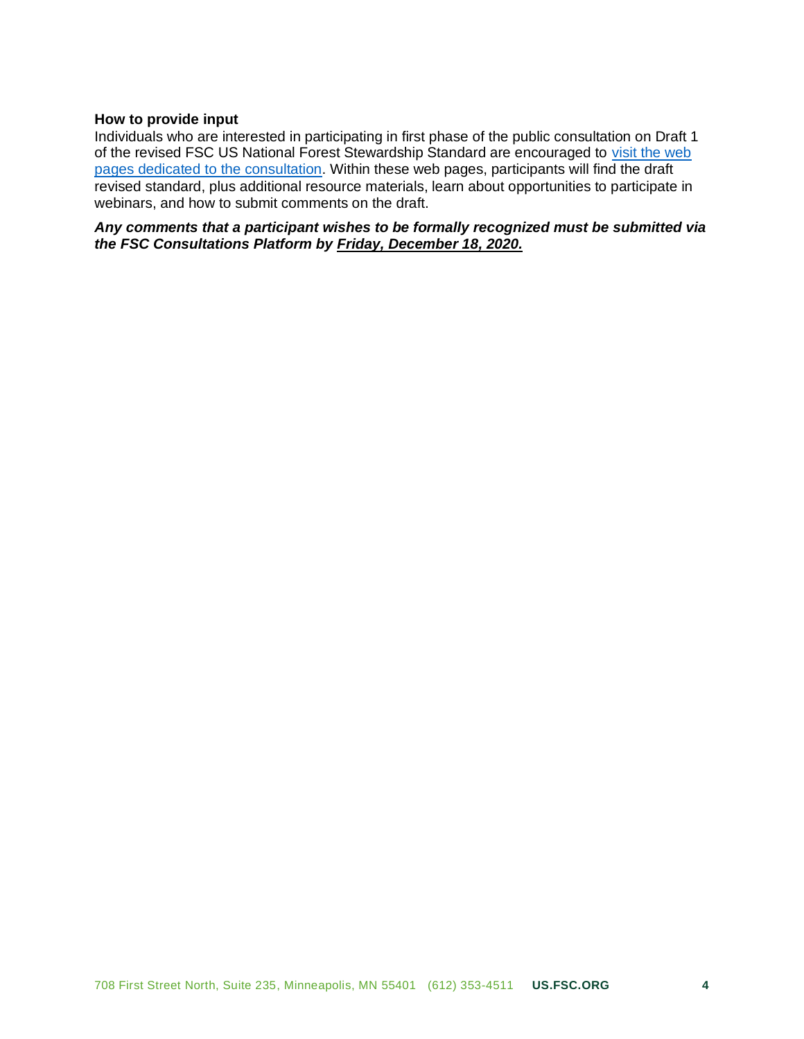**How to provide input**

Individuals who are interested in participating in first phase of the public consultation on Draft 1 of the revised FSC US National Forest Stewardship Standard are encouraged to visit the web pages dedicated to the consultation. Within these web pages, participants will find the draft revised standard, plus additional resource materials, learn about opportunities to participate in webinars, and how to submit comments on the draft.

***Any comments that a participant wishes to be formally recognized must be submitted via the FSC Consultations Platform by Friday, December 18, 2020.***